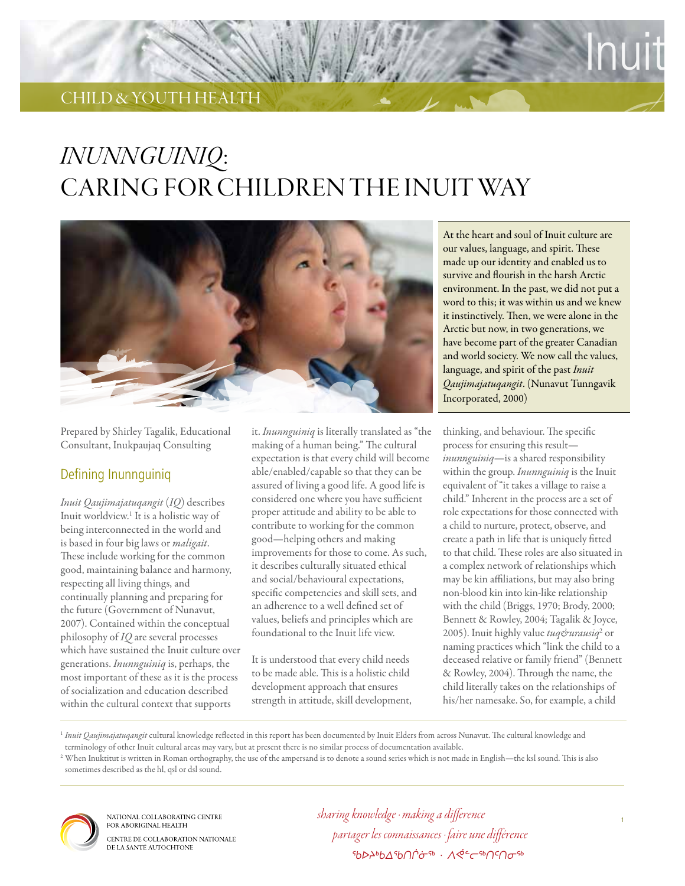Inuit

CHILD & YOUTH HEALTH

# *INUNNGUINIQ*: CARING FOR CHILDREN THE INUIT WAY

> At the heart and soul of Inuit culture are our values, language, and spirit. These made up our identity and enabled us to survive and flourish in the harsh Arctic environment. In the past, we did not put a word to this; it was within us and we knew it instinctively. Then, we were alone in the Arctic but now, in two generations, we have become part of the greater Canadian and world society. We now call the values, language, and spirit of the past *Inuit Qaujimajatuqangit*. (Nunavut Tunngavik Incorporated, 2000)

Prepared by Shirley Tagalik, Educational Consultant, Inukpaujaq Consulting

## Defining Inunnguiniq

*Inuit Qaujimajatuqangit* (*IQ*) describes Inuit worldview.[1] It is a holistic way of being interconnected in the world and is based in four big laws or *maligait*. These include working for the common good, maintaining balance and harmony, respecting all living things, and continually planning and preparing for the future (Government of Nunavut, 2007). Contained within the conceptual philosophy of *IQ* are several processes which have sustained the Inuit culture over generations. *Inunnguiniq* is, perhaps, the most important of these as it is the process of socialization and education described within the cultural context that supports it. *Inunnguiniq* is literally translated as "the making of a human being." The cultural expectation is that every child will become able/enabled/capable so that they can be assured of living a good life. A good life is considered one where you have sufficient proper attitude and ability to be able to contribute to working for the common good—helping others and making improvements for those to come. As such, it describes culturally situated ethical and social/behavioural expectations, specific competencies and skill sets, and an adherence to a well defined set of values, beliefs and principles which are foundational to the Inuit life view.

It is understood that every child needs to be made able. This is a holistic child development approach that ensures strength in attitude, skill development, thinking, and behaviour. The specific process for ensuring this result—*inunnguiniq*—is a shared responsibility within the group. *Inunnguiniq* is the Inuit equivalent of "it takes a village to raise a child." Inherent in the process are a set of role expectations for those connected with a child to nurture, protect, observe, and create a path in life that is uniquely fitted to that child. These roles are also situated in a complex network of relationships which may be kin affiliations, but may also bring non-blood kin into kin-like relationship with the child (Briggs, 1970; Brody, 2000; Bennett & Rowley, 2004; Tagalik & Joyce, 2005). Inuit highly value *tuq&urausiq*[2] or naming practices which "link the child to a deceased relative or family friend" (Bennett & Rowley, 2004). Through the name, the child literally takes on the relationships of his/her namesake. So, for example, a child

[1] *Inuit Qaujimajatuqangit* cultural knowledge reflected in this report has been documented by Inuit Elders from across Nunavut. The cultural knowledge and terminology of other Inuit cultural areas may vary, but at present there is no similar process of documentation available.

[2] When Inuktitut is written in Roman orthography, the use of the ampersand is to denote a sound series which is not made in English—the ksl sound. This is also sometimes described as the hl, qsl or dsl sound.

NATIONAL COLLABORATING CENTRE FOR ABORIGINAL HEALTH
CENTRE DE COLLABORATION NATIONALE DE LA SANTÉ AUTOCHTONE

*sharing knowledge · making a difference*
*partager les connaissances · faire une différence*
ᖃᐅᔨᒃᑲᐃᖃᑎᒌᓂᖅ · ᐱᕚᓪᓕᖅᑎᑦᑎᓂᖅ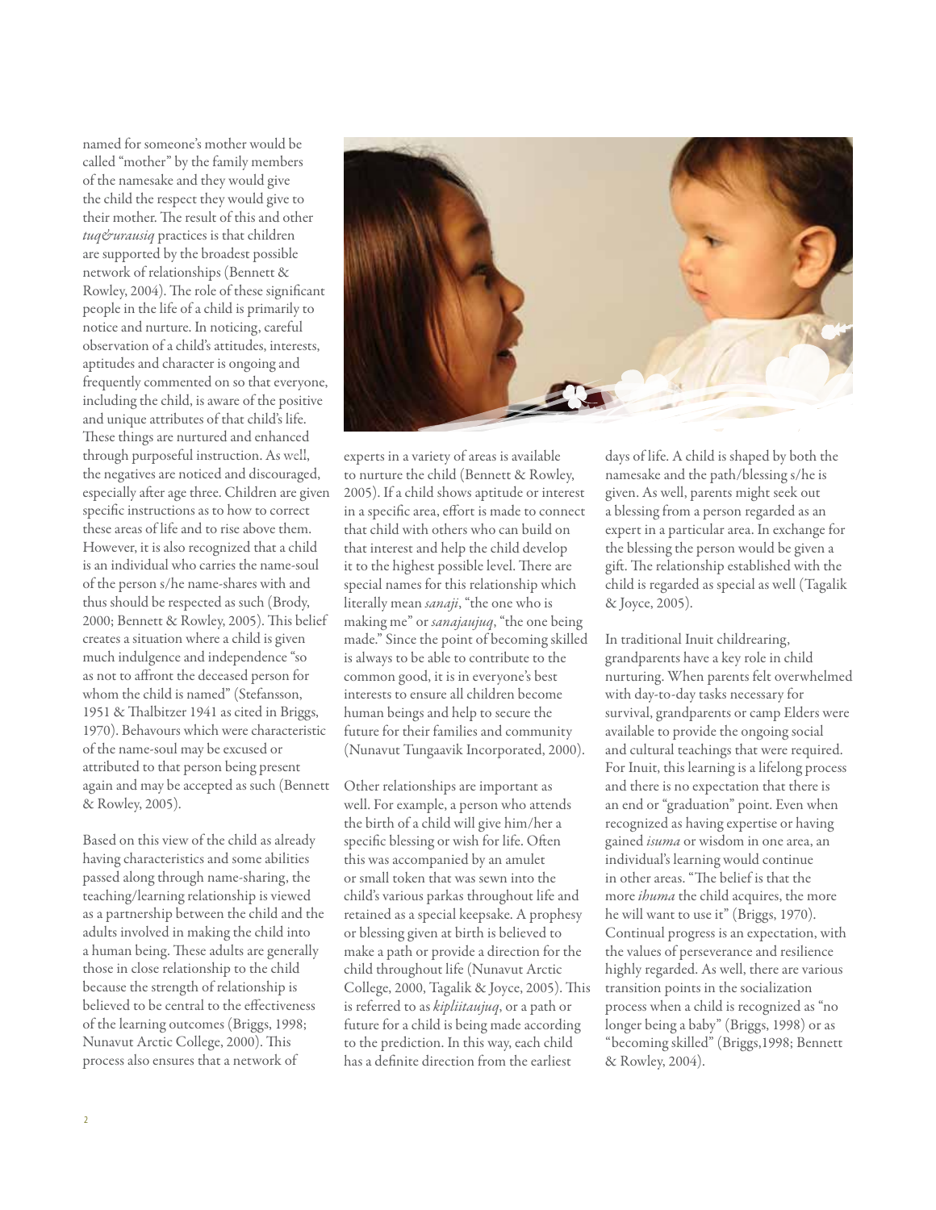named for someone's mother would be called "mother" by the family members of the namesake and they would give the child the respect they would give to their mother. The result of this and other *tuq&urausiq* practices is that children are supported by the broadest possible network of relationships (Bennett & Rowley, 2004). The role of these significant people in the life of a child is primarily to notice and nurture. In noticing, careful observation of a child's attitudes, interests, aptitudes and character is ongoing and frequently commented on so that everyone, including the child, is aware of the positive and unique attributes of that child's life. These things are nurtured and enhanced through purposeful instruction. As well, the negatives are noticed and discouraged, especially after age three. Children are given specific instructions as to how to correct these areas of life and to rise above them. However, it is also recognized that a child is an individual who carries the name-soul of the person s/he name-shares with and thus should be respected as such (Brody, 2000; Bennett & Rowley, 2005). This belief creates a situation where a child is given much indulgence and independence "so as not to affront the deceased person for whom the child is named" (Stefansson, 1951 & Thalbitzer 1941 as cited in Briggs, 1970). Behavours which were characteristic of the name-soul may be excused or attributed to that person being present again and may be accepted as such (Bennett & Rowley, 2005).

Based on this view of the child as already having characteristics and some abilities passed along through name-sharing, the teaching/learning relationship is viewed as a partnership between the child and the adults involved in making the child into a human being. These adults are generally those in close relationship to the child because the strength of relationship is believed to be central to the effectiveness of the learning outcomes (Briggs, 1998; Nunavut Arctic College, 2000). This process also ensures that a network of experts in a variety of areas is available to nurture the child (Bennett & Rowley, 2005). If a child shows aptitude or interest in a specific area, effort is made to connect that child with others who can build on that interest and help the child develop it to the highest possible level. There are special names for this relationship which literally mean *sanaji*, "the one who is making me" or *sanajaujuq*, "the one being made." Since the point of becoming skilled is always to be able to contribute to the common good, it is in everyone's best interests to ensure all children become human beings and help to secure the future for their families and community (Nunavut Tungaavik Incorporated, 2000).

Other relationships are important as well. For example, a person who attends the birth of a child will give him/her a specific blessing or wish for life. Often this was accompanied by an amulet or small token that was sewn into the child's various parkas throughout life and retained as a special keepsake. A prophesy or blessing given at birth is believed to make a path or provide a direction for the child throughout life (Nunavut Arctic College, 2000, Tagalik & Joyce, 2005). This is referred to as *kipliitaujuq*, or a path or future for a child is being made according to the prediction. In this way, each child has a definite direction from the earliest days of life. A child is shaped by both the namesake and the path/blessing s/he is given. As well, parents might seek out a blessing from a person regarded as an expert in a particular area. In exchange for the blessing the person would be given a gift. The relationship established with the child is regarded as special as well (Tagalik & Joyce, 2005).

In traditional Inuit childrearing, grandparents have a key role in child nurturing. When parents felt overwhelmed with day-to-day tasks necessary for survival, grandparents or camp Elders were available to provide the ongoing social and cultural teachings that were required. For Inuit, this learning is a lifelong process and there is no expectation that there is an end or "graduation" point. Even when recognized as having expertise or having gained *isuma* or wisdom in one area, an individual's learning would continue in other areas. "The belief is that the more *ihuma* the child acquires, the more he will want to use it" (Briggs, 1970). Continual progress is an expectation, with the values of perseverance and resilience highly regarded. As well, there are various transition points in the socialization process when a child is recognized as "no longer being a baby" (Briggs, 1998) or as "becoming skilled" (Briggs,1998; Bennett & Rowley, 2004).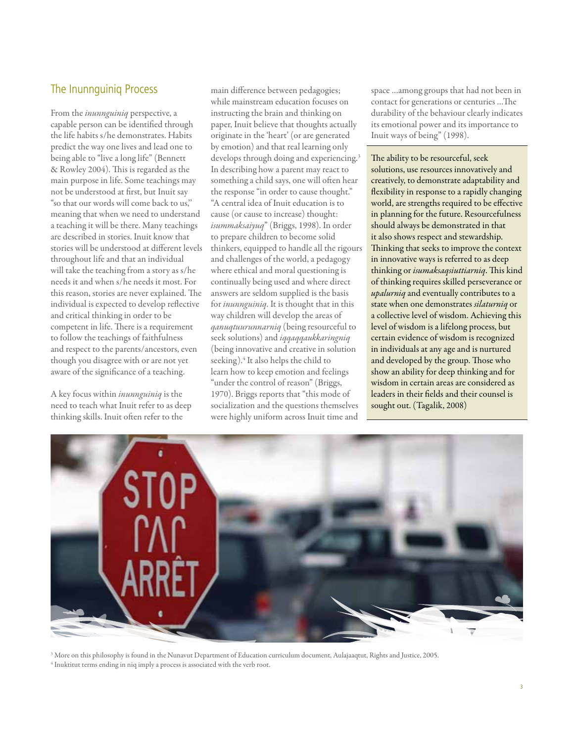## The Inunnguiniq Process

From the *inunnguiniq* perspective, a capable person can be identified through the life habits s/he demonstrates. Habits predict the way one lives and lead one to being able to "live a long life" (Bennett & Rowley 2004). This is regarded as the main purpose in life. Some teachings may not be understood at first, but Inuit say "so that our words will come back to us," meaning that when we need to understand a teaching it will be there. Many teachings are described in stories. Inuit know that stories will be understood at different levels throughout life and that an individual will take the teaching from a story as s/he needs it and when s/he needs it most. For this reason, stories are never explained. The individual is expected to develop reflective and critical thinking in order to be competent in life. There is a requirement to follow the teachings of faithfulness and respect to the parents/ancestors, even though you disagree with or are not yet aware of the significance of a teaching.

A key focus within *inunnguiniq* is the need to teach what Inuit refer to as deep thinking skills. Inuit often refer to the main difference between pedagogies; while mainstream education focuses on instructing the brain and thinking on paper, Inuit believe that thoughts actually originate in the 'heart' (or are generated by emotion) and that real learning only develops through doing and experiencing.[3] In describing how a parent may react to something a child says, one will often hear the response "in order to cause thought." "A central idea of Inuit education is to cause (or cause to increase) thought: *isummaksaiyuq*" (Briggs, 1998). In order to prepare children to become solid thinkers, equipped to handle all the rigours and challenges of the world, a pedagogy where ethical and moral questioning is continually being used and where direct answers are seldom supplied is the basis for *inunnguiniq*. It is thought that in this way children will develop the areas of *qanuqtuurunnarniq* (being resourceful to seek solutions) and *iqqaqqaukkaringniq* (being innovative and creative in solution seeking).[4] It also helps the child to learn how to keep emotion and feelings "under the control of reason" (Briggs, 1970). Briggs reports that "this mode of socialization and the questions themselves were highly uniform across Inuit time and space ...among groups that had not been in contact for generations or centuries ...The durability of the behaviour clearly indicates its emotional power and its importance to Inuit ways of being" (1998).

> The ability to be resourceful, seek solutions, use resources innovatively and creatively, to demonstrate adaptability and flexibility in response to a rapidly changing world, are strengths required to be effective in planning for the future. Resourcefulness should always be demonstrated in that it also shows respect and stewardship. Thinking that seeks to improve the context in innovative ways is referred to as deep thinking or *isumaksaqsiuttiarniq*. This kind of thinking requires skilled perseverance or *upalurniq* and eventually contributes to a state when one demonstrates *silaturniq* or a collective level of wisdom. Achieving this level of wisdom is a lifelong process, but certain evidence of wisdom is recognized in individuals at any age and is nurtured and developed by the group. Those who show an ability for deep thinking and for wisdom in certain areas are considered as leaders in their fields and their counsel is sought out. (Tagalik, 2008)

[3] More on this philosophy is found in the Nunavut Department of Education curriculum document, Aulajaaqtut, Rights and Justice, 2005.

[4] Inuktitut terms ending in niq imply a process is associated with the verb root.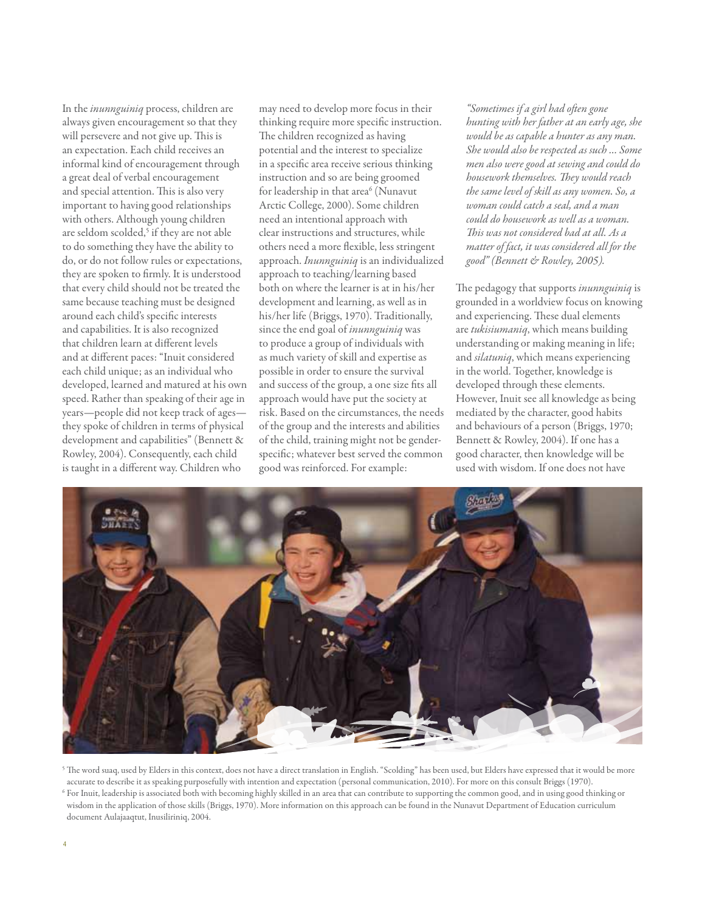In the *inunnguiniq* process, children are always given encouragement so that they will persevere and not give up. This is an expectation. Each child receives an informal kind of encouragement through a great deal of verbal encouragement and special attention. This is also very important to having good relationships with others. Although young children are seldom scolded,[5] if they are not able to do something they have the ability to do, or do not follow rules or expectations, they are spoken to firmly. It is understood that every child should not be treated the same because teaching must be designed around each child's specific interests and capabilities. It is also recognized that children learn at different levels and at different paces: "Inuit considered each child unique; as an individual who developed, learned and matured at his own speed. Rather than speaking of their age in years—people did not keep track of ages—they spoke of children in terms of physical development and capabilities" (Bennett & Rowley, 2004). Consequently, each child is taught in a different way. Children who may need to develop more focus in their thinking require more specific instruction. The children recognized as having potential and the interest to specialize in a specific area receive serious thinking instruction and so are being groomed for leadership in that area[6] (Nunavut Arctic College, 2000). Some children need an intentional approach with clear instructions and structures, while others need a more flexible, less stringent approach. *Inunnguiniq* is an individualized approach to teaching/learning based both on where the learner is at in his/her development and learning, as well as in his/her life (Briggs, 1970). Traditionally, since the end goal of *inunnguiniq* was to produce a group of individuals with as much variety of skill and expertise as possible in order to ensure the survival and success of the group, a one size fits all approach would have put the society at risk. Based on the circumstances, the needs of the group and the interests and abilities of the child, training might not be gender-specific; whatever best served the common good was reinforced. For example:

> *"Sometimes if a girl had often gone hunting with her father at an early age, she would be as capable a hunter as any man. She would also be respected as such ... Some men also were good at sewing and could do housework themselves. They would reach the same level of skill as any women. So, a woman could catch a seal, and a man could do housework as well as a woman. This was not considered bad at all. As a matter of fact, it was considered all for the good" (Bennett & Rowley, 2005).*

The pedagogy that supports *inunnguiniq* is grounded in a worldview focus on knowing and experiencing. These dual elements are *tukisiumaniq*, which means building understanding or making meaning in life; and *silatuniq*, which means experiencing in the world. Together, knowledge is developed through these elements. However, Inuit see all knowledge as being mediated by the character, good habits and behaviours of a person (Briggs, 1970; Bennett & Rowley, 2004). If one has a good character, then knowledge will be used with wisdom. If one does not have

[5] The word suaq, used by Elders in this context, does not have a direct translation in English. "Scolding" has been used, but Elders have expressed that it would be more accurate to describe it as speaking purposefully with intention and expectation (personal communication, 2010). For more on this consult Briggs (1970).

[6] For Inuit, leadership is associated both with becoming highly skilled in an area that can contribute to supporting the common good, and in using good thinking or wisdom in the application of those skills (Briggs, 1970). More information on this approach can be found in the Nunavut Department of Education curriculum document Aulajaaqtut, Inusiliriniq, 2004.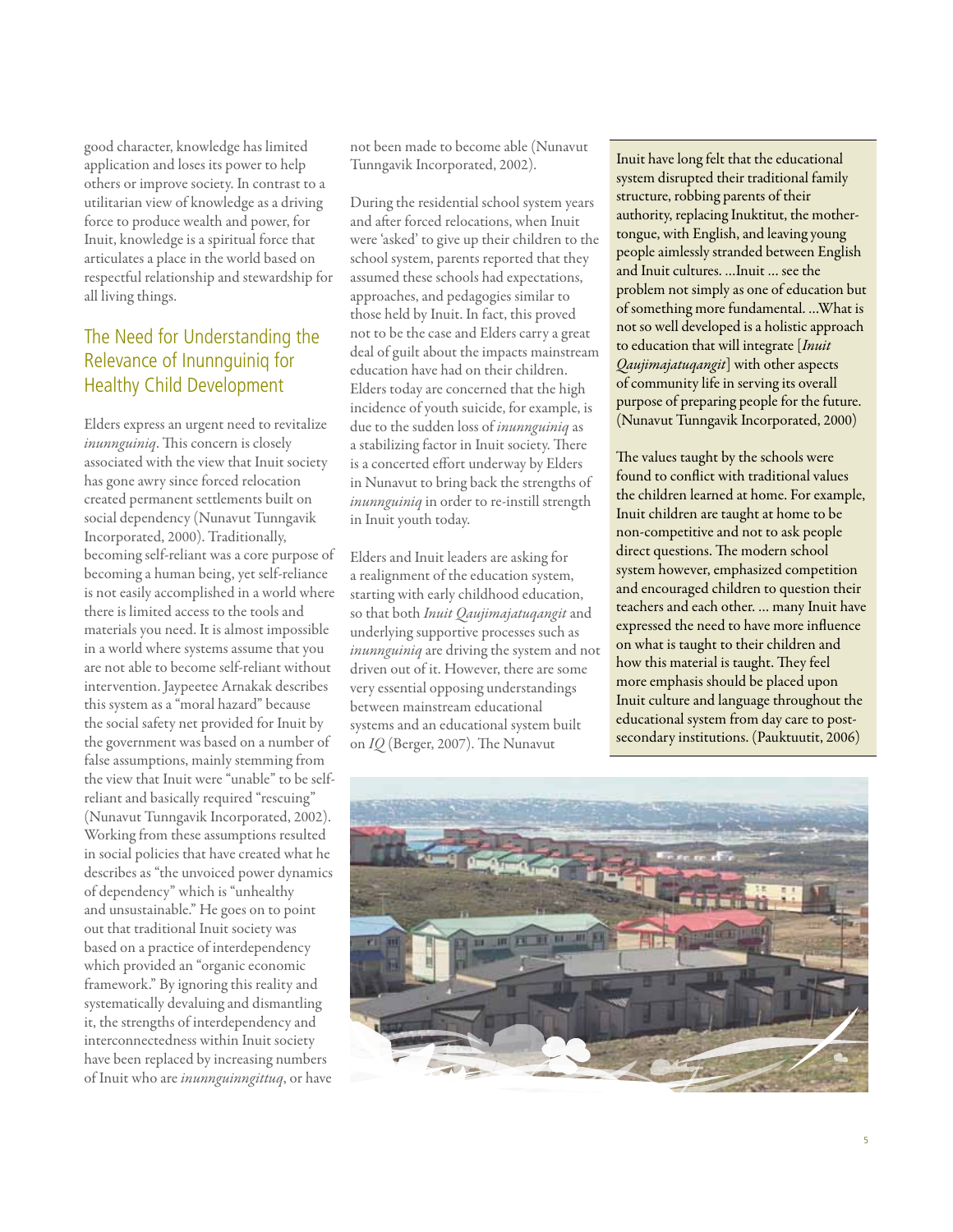good character, knowledge has limited application and loses its power to help others or improve society. In contrast to a utilitarian view of knowledge as a driving force to produce wealth and power, for Inuit, knowledge is a spiritual force that articulates a place in the world based on respectful relationship and stewardship for all living things.

## The Need for Understanding the Relevance of Inunnguiniq for Healthy Child Development

Elders express an urgent need to revitalize *inunnguiniq*. This concern is closely associated with the view that Inuit society has gone awry since forced relocation created permanent settlements built on social dependency (Nunavut Tunngavik Incorporated, 2000). Traditionally, becoming self-reliant was a core purpose of becoming a human being, yet self-reliance is not easily accomplished in a world where there is limited access to the tools and materials you need. It is almost impossible in a world where systems assume that you are not able to become self-reliant without intervention. Jaypeetee Arnakak describes this system as a "moral hazard" because the social safety net provided for Inuit by the government was based on a number of false assumptions, mainly stemming from the view that Inuit were "unable" to be self-reliant and basically required "rescuing" (Nunavut Tunngavik Incorporated, 2002). Working from these assumptions resulted in social policies that have created what he describes as "the unvoiced power dynamics of dependency" which is "unhealthy and unsustainable." He goes on to point out that traditional Inuit society was based on a practice of interdependency which provided an "organic economic framework." By ignoring this reality and systematically devaluing and dismantling it, the strengths of interdependency and interconnectedness within Inuit society have been replaced by increasing numbers of Inuit who are *inunnguinngittuq*, or have not been made to become able (Nunavut Tunngavik Incorporated, 2002).

During the residential school system years and after forced relocations, when Inuit were 'asked' to give up their children to the school system, parents reported that they assumed these schools had expectations, approaches, and pedagogies similar to those held by Inuit. In fact, this proved not to be the case and Elders carry a great deal of guilt about the impacts mainstream education have had on their children. Elders today are concerned that the high incidence of youth suicide, for example, is due to the sudden loss of *inunnguiniq* as a stabilizing factor in Inuit society. There is a concerted effort underway by Elders in Nunavut to bring back the strengths of *inunnguiniq* in order to re-instill strength in Inuit youth today.

Elders and Inuit leaders are asking for a realignment of the education system, starting with early childhood education, so that both *Inuit Qaujimajatuqangit* and underlying supportive processes such as *inunnguiniq* are driving the system and not driven out of it. However, there are some very essential opposing understandings between mainstream educational systems and an educational system built on *IQ* (Berger, 2007). The Nunavut

> Inuit have long felt that the educational system disrupted their traditional family structure, robbing parents of their authority, replacing Inuktitut, the mother-tongue, with English, and leaving young people aimlessly stranded between English and Inuit cultures. ...Inuit ... see the problem not simply as one of education but of something more fundamental. ...What is not so well developed is a holistic approach to education that will integrate [*Inuit Qaujimajatuqangit*] with other aspects of community life in serving its overall purpose of preparing people for the future. (Nunavut Tunngavik Incorporated, 2000)
>
> The values taught by the schools were found to conflict with traditional values the children learned at home. For example, Inuit children are taught at home to be non-competitive and not to ask people direct questions. The modern school system however, emphasized competition and encouraged children to question their teachers and each other. ... many Inuit have expressed the need to have more influence on what is taught to their children and how this material is taught. They feel more emphasis should be placed upon Inuit culture and language throughout the educational system from day care to post-secondary institutions. (Pauktuutit, 2006)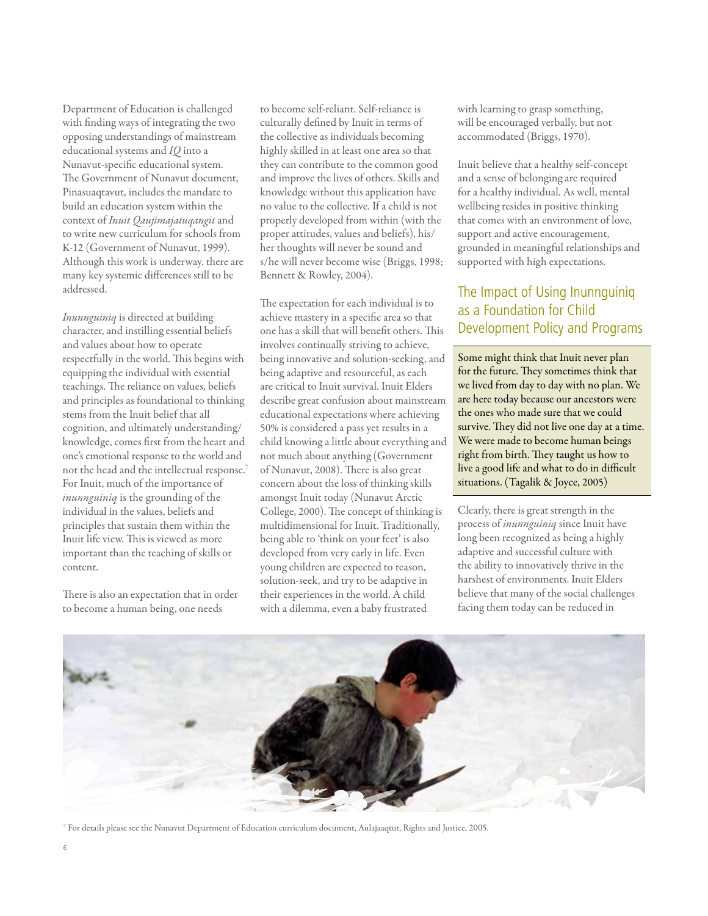Department of Education is challenged with finding ways of integrating the two opposing understandings of mainstream educational systems and *IQ* into a Nunavut-specific educational system. The Government of Nunavut document, Pinasuaqtavut, includes the mandate to build an education system within the context of *Inuit Qaujimajatuqangit* and to write new curriculum for schools from K-12 (Government of Nunavut, 1999). Although this work is underway, there are many key systemic differences still to be addressed.

*Inunnguiniq* is directed at building character, and instilling essential beliefs and values about how to operate respectfully in the world. This begins with equipping the individual with essential teachings. The reliance on values, beliefs and principles as foundational to thinking stems from the Inuit belief that all cognition, and ultimately understanding/knowledge, comes first from the heart and one's emotional response to the world and not the head and the intellectual response.[7] For Inuit, much of the importance of *inunnguiniq* is the grounding of the individual in the values, beliefs and principles that sustain them within the Inuit life view. This is viewed as more important than the teaching of skills or content.

There is also an expectation that in order to become a human being, one needs to become self-reliant. Self-reliance is culturally defined by Inuit in terms of the collective as individuals becoming highly skilled in at least one area so that they can contribute to the common good and improve the lives of others. Skills and knowledge without this application have no value to the collective. If a child is not properly developed from within (with the proper attitudes, values and beliefs), his/her thoughts will never be sound and s/he will never become wise (Briggs, 1998; Bennett & Rowley, 2004).

The expectation for each individual is to achieve mastery in a specific area so that one has a skill that will benefit others. This involves continually striving to achieve, being innovative and solution-seeking, and being adaptive and resourceful, as each are critical to Inuit survival. Inuit Elders describe great confusion about mainstream educational expectations where achieving 50% is considered a pass yet results in a child knowing a little about everything and not much about anything (Government of Nunavut, 2008). There is also great concern about the loss of thinking skills amongst Inuit today (Nunavut Arctic College, 2000). The concept of thinking is multidimensional for Inuit. Traditionally, being able to 'think on your feet' is also developed from very early in life. Even young children are expected to reason, solution-seek, and try to be adaptive in their experiences in the world. A child with a dilemma, even a baby frustrated with learning to grasp something, will be encouraged verbally, but not accommodated (Briggs, 1970).

Inuit believe that a healthy self-concept and a sense of belonging are required for a healthy individual. As well, mental wellbeing resides in positive thinking that comes with an environment of love, support and active encouragement, grounded in meaningful relationships and supported with high expectations.

## The Impact of Using Inunnguiniq as a Foundation for Child Development Policy and Programs

> Some might think that Inuit never plan for the future. They sometimes think that we lived from day to day with no plan. We are here today because our ancestors were the ones who made sure that we could survive. They did not live one day at a time. We were made to become human beings right from birth. They taught us how to live a good life and what to do in difficult situations. (Tagalik & Joyce, 2005)

Clearly, there is great strength in the process of *inunnguiniq* since Inuit have long been recognized as being a highly adaptive and successful culture with the ability to innovatively thrive in the harshest of environments. Inuit Elders believe that many of the social challenges facing them today can be reduced in

[7] For details please see the Nunavut Department of Education curriculum document, Aulajaaqtut, Rights and Justice, 2005.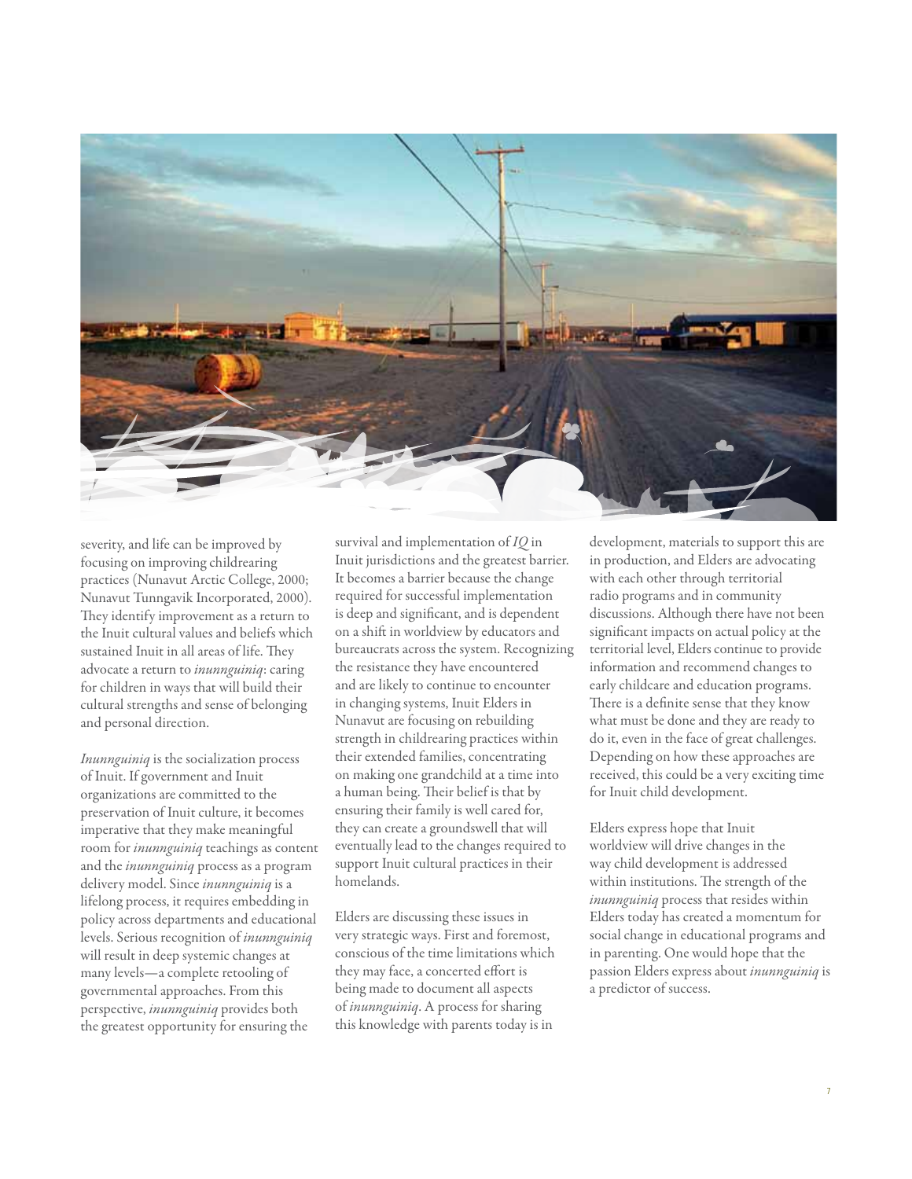severity, and life can be improved by focusing on improving childrearing practices (Nunavut Arctic College, 2000; Nunavut Tunngavik Incorporated, 2000). They identify improvement as a return to the Inuit cultural values and beliefs which sustained Inuit in all areas of life. They advocate a return to *inunnguiniq*: caring for children in ways that will build their cultural strengths and sense of belonging and personal direction.

*Inunnguiniq* is the socialization process of Inuit. If government and Inuit organizations are committed to the preservation of Inuit culture, it becomes imperative that they make meaningful room for *inunnguiniq* teachings as content and the *inunnguiniq* process as a program delivery model. Since *inunnguiniq* is a lifelong process, it requires embedding in policy across departments and educational levels. Serious recognition of *inunnguiniq* will result in deep systemic changes at many levels—a complete retooling of governmental approaches. From this perspective, *inunnguiniq* provides both the greatest opportunity for ensuring the survival and implementation of *IQ* in Inuit jurisdictions and the greatest barrier. It becomes a barrier because the change required for successful implementation is deep and significant, and is dependent on a shift in worldview by educators and bureaucrats across the system. Recognizing the resistance they have encountered and are likely to continue to encounter in changing systems, Inuit Elders in Nunavut are focusing on rebuilding strength in childrearing practices within their extended families, concentrating on making one grandchild at a time into a human being. Their belief is that by ensuring their family is well cared for, they can create a groundswell that will eventually lead to the changes required to support Inuit cultural practices in their homelands.

Elders are discussing these issues in very strategic ways. First and foremost, conscious of the time limitations which they may face, a concerted effort is being made to document all aspects of *inunnguiniq*. A process for sharing this knowledge with parents today is in development, materials to support this are in production, and Elders are advocating with each other through territorial radio programs and in community discussions. Although there have not been significant impacts on actual policy at the territorial level, Elders continue to provide information and recommend changes to early childcare and education programs. There is a definite sense that they know what must be done and they are ready to do it, even in the face of great challenges. Depending on how these approaches are received, this could be a very exciting time for Inuit child development.

Elders express hope that Inuit worldview will drive changes in the way child development is addressed within institutions. The strength of the *inunnguiniq* process that resides within Elders today has created a momentum for social change in educational programs and in parenting. One would hope that the passion Elders express about *inunnguiniq* is a predictor of success.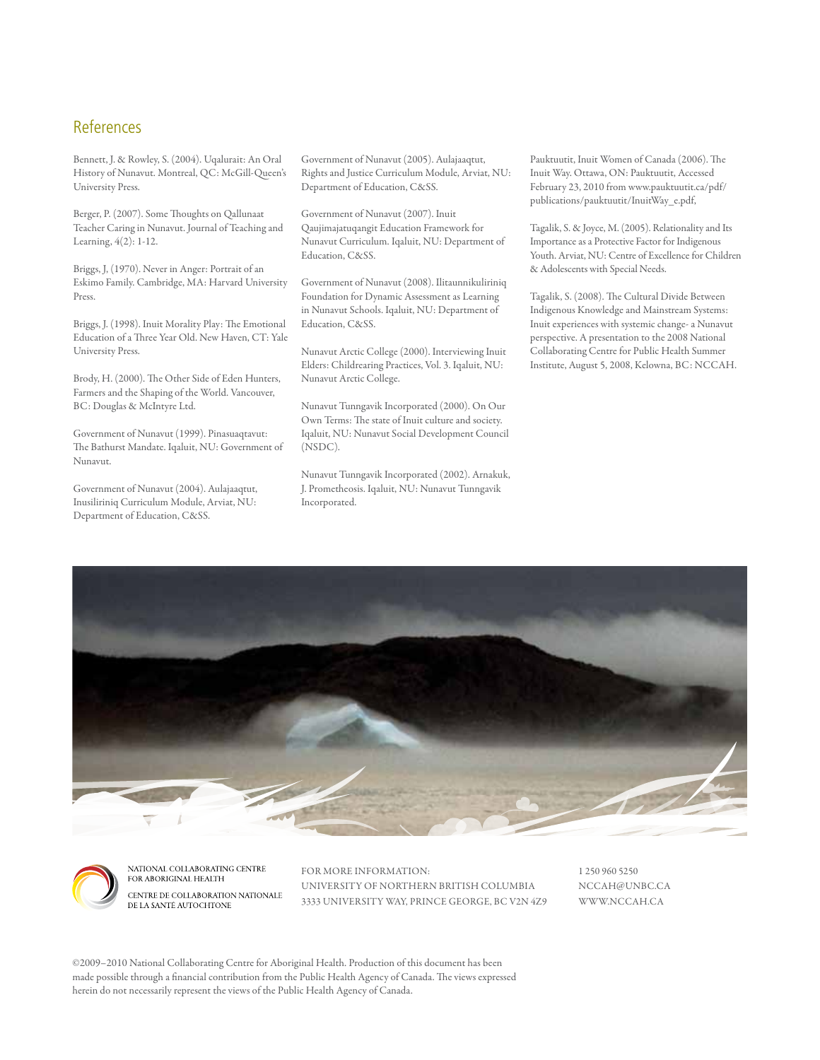## References

Bennett, J. & Rowley, S. (2004). Uqalurait: An Oral History of Nunavut. Montreal, QC: McGill-Queen's University Press.

Berger, P. (2007). Some Thoughts on Qallunaat Teacher Caring in Nunavut. Journal of Teaching and Learning, 4(2): 1-12.

Briggs, J, (1970). Never in Anger: Portrait of an Eskimo Family. Cambridge, MA: Harvard University Press.

Briggs, J. (1998). Inuit Morality Play: The Emotional Education of a Three Year Old. New Haven, CT: Yale University Press.

Brody, H. (2000). The Other Side of Eden Hunters, Farmers and the Shaping of the World. Vancouver, BC: Douglas & McIntyre Ltd.

Government of Nunavut (1999). Pinasuaqtavut: The Bathurst Mandate. Iqaluit, NU: Government of Nunavut.

Government of Nunavut (2004). Aulajaaqtut, Inusiliriniq Curriculum Module, Arviat, NU: Department of Education, C&SS.

Government of Nunavut (2005). Aulajaaqtut, Rights and Justice Curriculum Module, Arviat, NU: Department of Education, C&SS.

Government of Nunavut (2007). Inuit Qaujimajatuqangit Education Framework for Nunavut Curriculum. Iqaluit, NU: Department of Education, C&SS.

Government of Nunavut (2008). Ilitaunnikuliriniq Foundation for Dynamic Assessment as Learning in Nunavut Schools. Iqaluit, NU: Department of Education, C&SS.

Nunavut Arctic College (2000). Interviewing Inuit Elders: Childrearing Practices, Vol. 3. Iqaluit, NU: Nunavut Arctic College.

Nunavut Tunngavik Incorporated (2000). On Our Own Terms: The state of Inuit culture and society. Iqaluit, NU: Nunavut Social Development Council (NSDC).

Nunavut Tunngavik Incorporated (2002). Arnakuk, J. Prometheosis. Iqaluit, NU: Nunavut Tunngavik Incorporated.

Pauktuutit, Inuit Women of Canada (2006). The Inuit Way. Ottawa, ON: Pauktuutit, Accessed February 23, 2010 from www.pauktuutit.ca/pdf/publications/pauktuutit/InuitWay_e.pdf,

Tagalik, S. & Joyce, M. (2005). Relationality and Its Importance as a Protective Factor for Indigenous Youth. Arviat, NU: Centre of Excellence for Children & Adolescents with Special Needs.

Tagalik, S. (2008). The Cultural Divide Between Indigenous Knowledge and Mainstream Systems: Inuit experiences with systemic change- a Nunavut perspective. A presentation to the 2008 National Collaborating Centre for Public Health Summer Institute, August 5, 2008, Kelowna, BC: NCCAH.

NATIONAL COLLABORATING CENTRE FOR ABORIGINAL HEALTH

CENTRE DE COLLABORATION NATIONALE DE LA SANTÉ AUTOCHTONE

FOR MORE INFORMATION:
UNIVERSITY OF NORTHERN BRITISH COLUMBIA
3333 UNIVERSITY WAY, PRINCE GEORGE, BC V2N 4Z9

1 250 960 5250
NCCAH@UNBC.CA
WWW.NCCAH.CA

©2009–2010 National Collaborating Centre for Aboriginal Health. Production of this document has been made possible through a financial contribution from the Public Health Agency of Canada. The views expressed herein do not necessarily represent the views of the Public Health Agency of Canada.